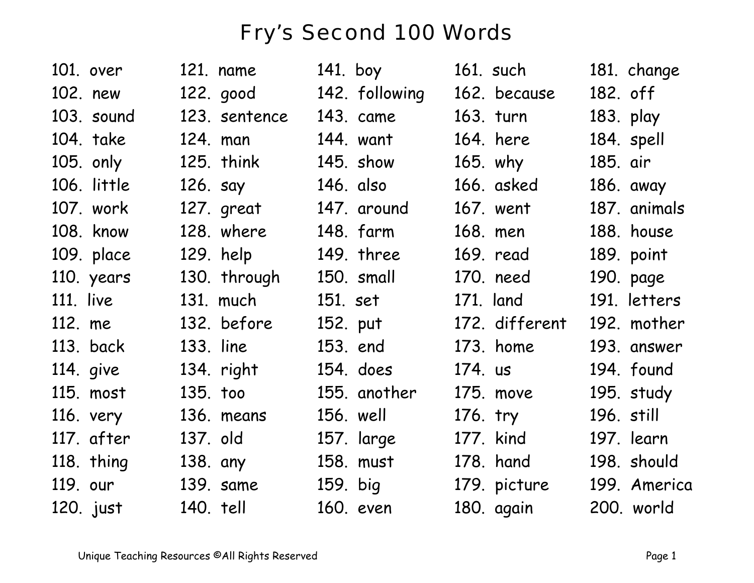# Fry's Second 100 Words

101. over
102. new
103. sound
104. take
105. only
106. little
107. work
108. know
109. place
110. years
111. live
112. me
113. back
114. give
115. most
116. very
117. after
118. thing
119. our
120. just
121. name
122. good
123. sentence
124. man
125. think
126. say
127. great
128. where
129. help
130. through
131. much
132. before
133. line
134. right
135. too
136. means
137. old
138. any
139. same
140. tell
141. boy
142. following
143. came
144. want
145. show
146. also
147. around
148. farm
149. three
150. small
151. set
152. put
153. end
154. does
155. another
156. well
157. large
158. must
159. big
160. even
161. such
162. because
163. turn
164. here
165. why
166. asked
167. went
168. men
169. read
170. need
171. land
172. different
173. home
174. us
175. move
176. try
177. kind
178. hand
179. picture
180. again
181. change
182. off
183. play
184. spell
185. air
186. away
187. animals
188. house
189. point
190. page
191. letters
192. mother
193. answer
194. found
195. study
196. still
197. learn
198. should
199. America
200. world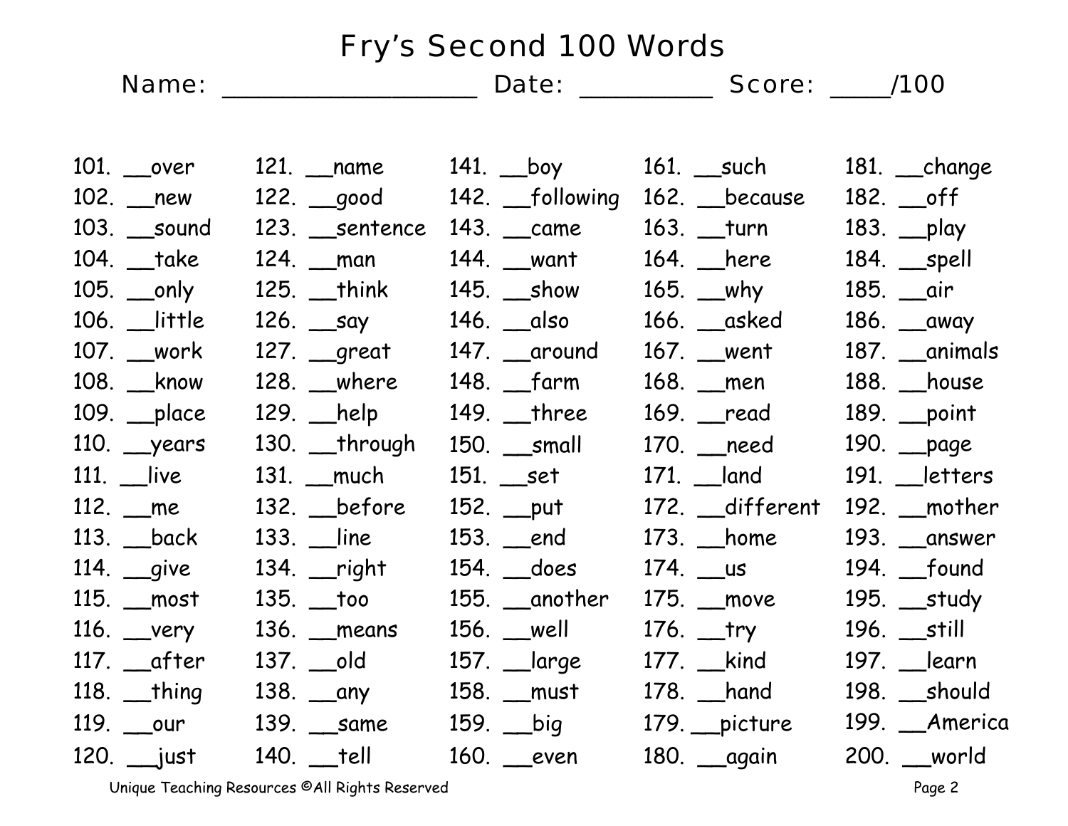# Fry's Second 100 Words

Name: ___________________ Date: __________ Score: ____/100

| | | | | |
|---|---|---|---|---|
| 101. __over | 121. __name | 141. __boy | 161. __such | 181. __change |
| 102. __new | 122. __good | 142. __following | 162. __because | 182. __off |
| 103. __sound | 123. __sentence | 143. __came | 163. __turn | 183. __play |
| 104. __take | 124. __man | 144. __want | 164. __here | 184. __spell |
| 105. __only | 125. __think | 145. __show | 165. __why | 185. __air |
| 106. __little | 126. __say | 146. __also | 166. __asked | 186. __away |
| 107. __work | 127. __great | 147. __around | 167. __went | 187. __animals |
| 108. __know | 128. __where | 148. __farm | 168. __men | 188. __house |
| 109. __place | 129. __help | 149. __three | 169. __read | 189. __point |
| 110. __years | 130. __through | 150. __small | 170. __need | 190. __page |
| 111. __live | 131. __much | 151. __set | 171. __land | 191. __letters |
| 112. __me | 132. __before | 152. __put | 172. __different | 192. __mother |
| 113. __back | 133. __line | 153. __end | 173. __home | 193. __answer |
| 114. __give | 134. __right | 154. __does | 174. __us | 194. __found |
| 115. __most | 135. __too | 155. __another | 175. __move | 195. __study |
| 116. __very | 136. __means | 156. __well | 176. __try | 196. __still |
| 117. __after | 137. __old | 157. __large | 177. __kind | 197. __learn |
| 118. __thing | 138. __any | 158. __must | 178. __hand | 198. __should |
| 119. __our | 139. __same | 159. __big | 179. __picture | 199. __America |
| 120. __just | 140. __tell | 160. __even | 180. __again | 200. __world |

Unique Teaching Resources ©All Rights Reserved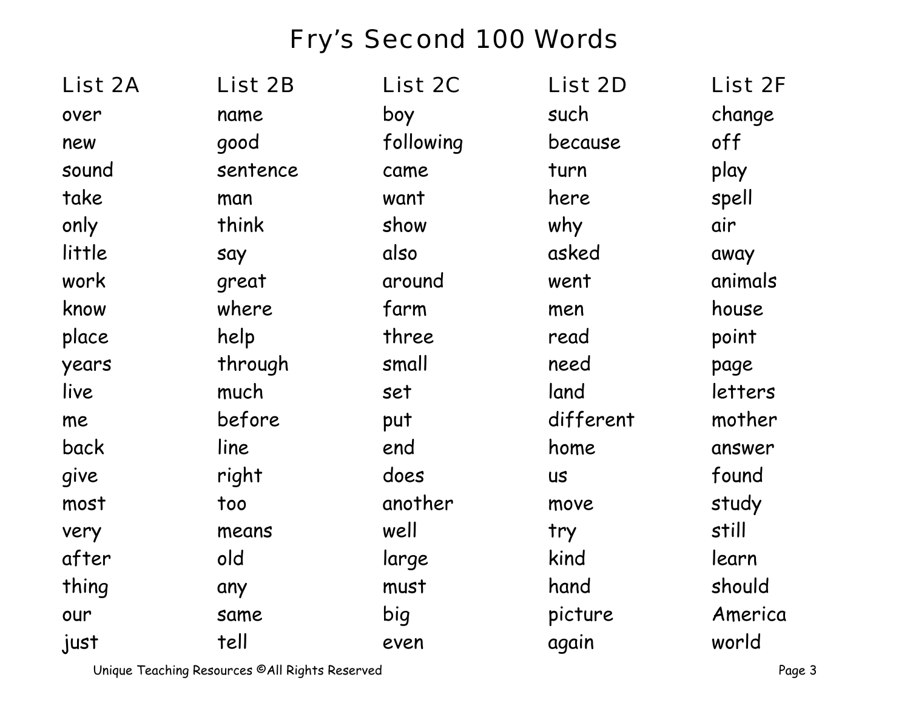# Fry's Second 100 Words

| List 2A | List 2B | List 2C | List 2D | List 2F |
|---|---|---|---|---|
| over | name | boy | such | change |
| new | good | following | because | off |
| sound | sentence | came | turn | play |
| take | man | want | here | spell |
| only | think | show | why | air |
| little | say | also | asked | away |
| work | great | around | went | animals |
| know | where | farm | men | house |
| place | help | three | read | point |
| years | through | small | need | page |
| live | much | set | land | letters |
| me | before | put | different | mother |
| back | line | end | home | answer |
| give | right | does | us | found |
| most | too | another | move | study |
| very | means | well | try | still |
| after | old | large | kind | learn |
| thing | any | must | hand | should |
| our | same | big | picture | America |
| just | tell | even | again | world |

Unique Teaching Resources ©All Rights Reserved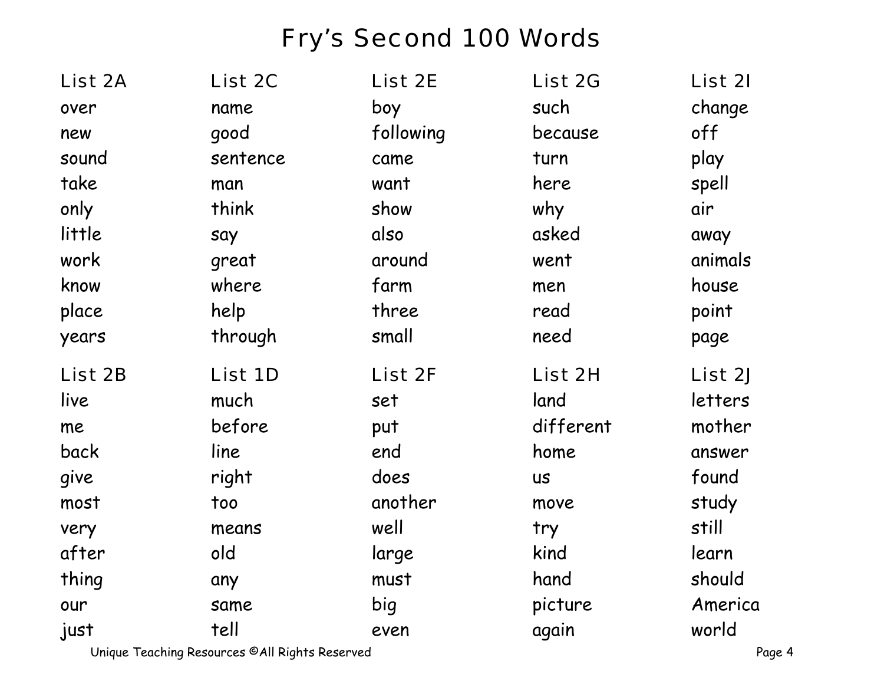# Fry's Second 100 Words

### List 2A
over
new
sound
take
only
little
work
know
place
years

### List 2B
live
me
back
give
most
very
after
thing
our
just

### List 2C
name
good
sentence
man
think
say
great
where
help
through

### List 1D
much
before
line
right
too
means
old
any
same
tell

### List 2E
boy
following
came
want
show
also
around
farm
three
small

### List 2F
set
put
end
does
another
well
large
must
big
even

### List 2G
such
because
turn
here
why
asked
went
men
read
need

### List 2H
land
different
home
us
move
try
kind
hand
picture
again

### List 2I
change
off
play
spell
air
away
animals
house
point
page

### List 2J
letters
mother
answer
found
study
still
learn
should
America
world

Unique Teaching Resources ©All Rights Reserved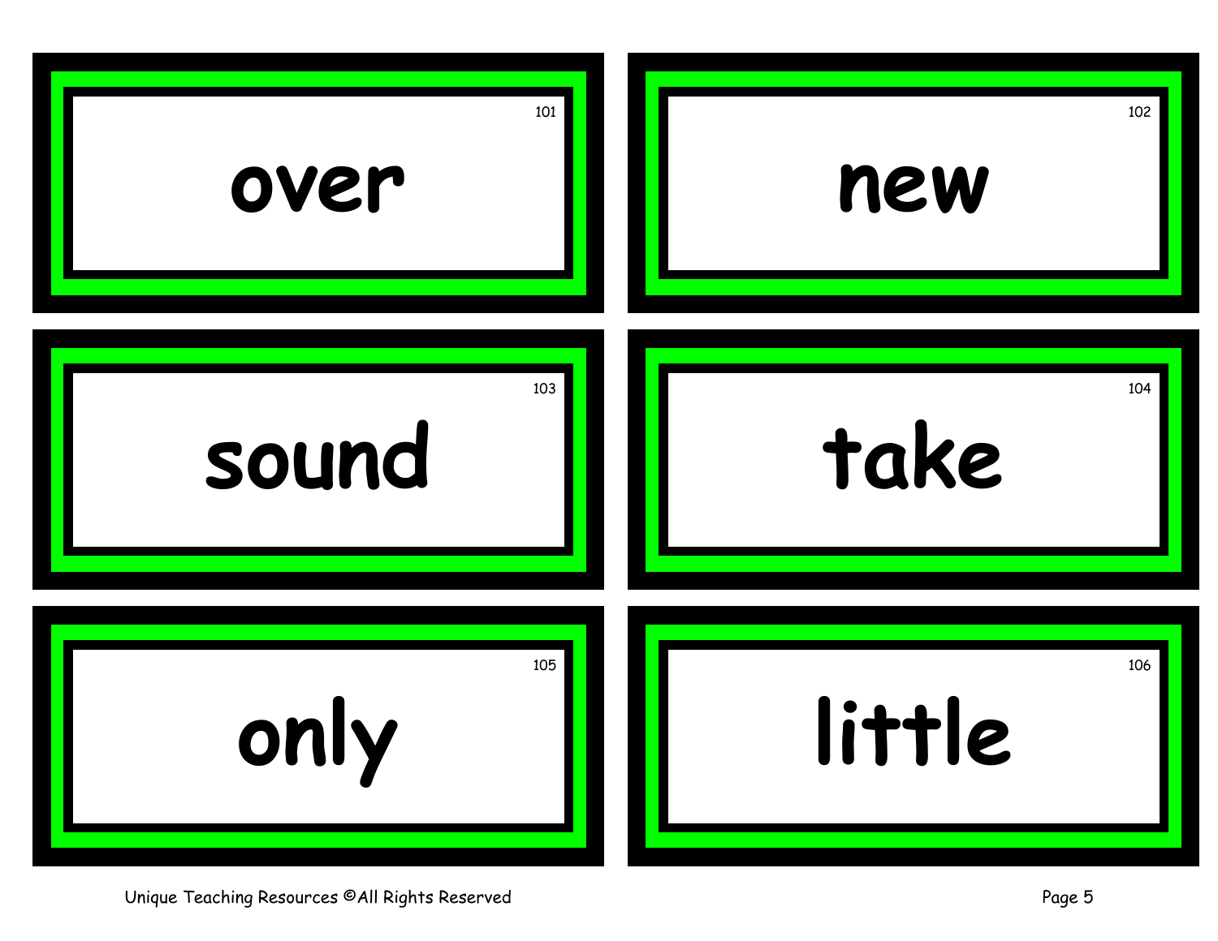101

over

102

new

103

sound

104

take

105

only

106

little

Unique Teaching Resources ©All Rights Reserved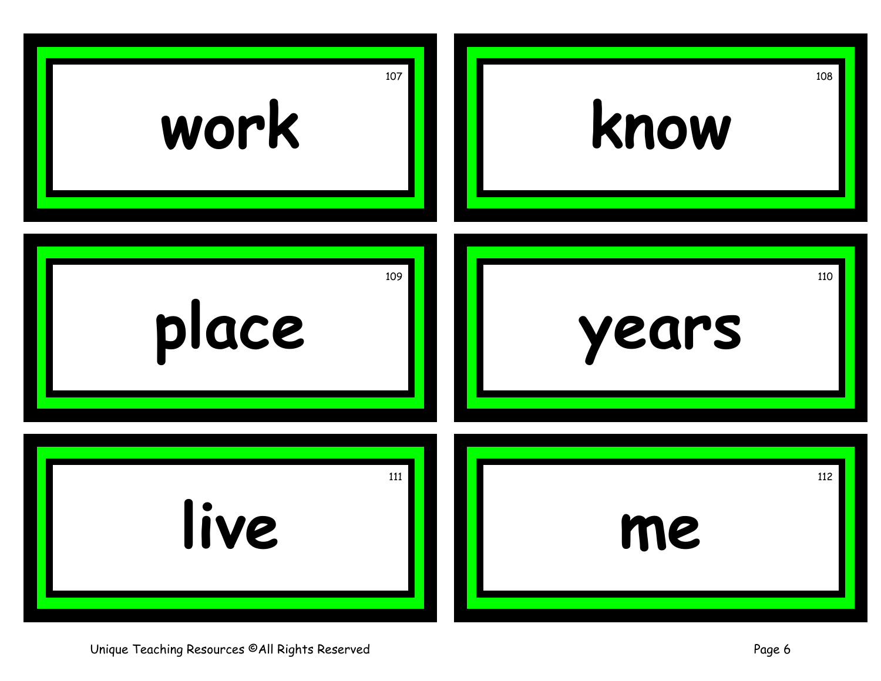107

work

108

know

109

place

110

years

111

live

112

me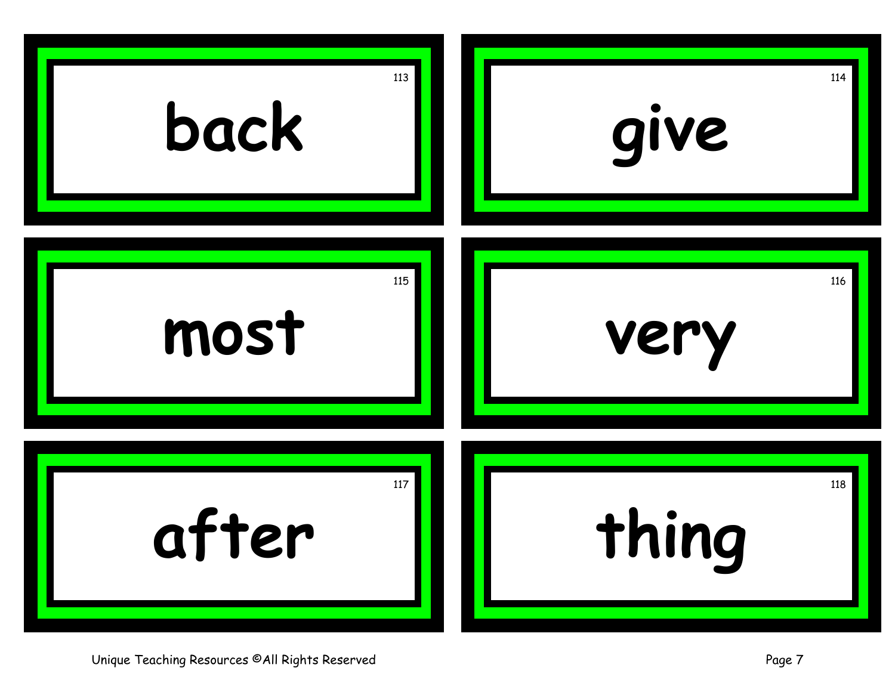113

back

114

give

115

most

116

very

117

after

118

thing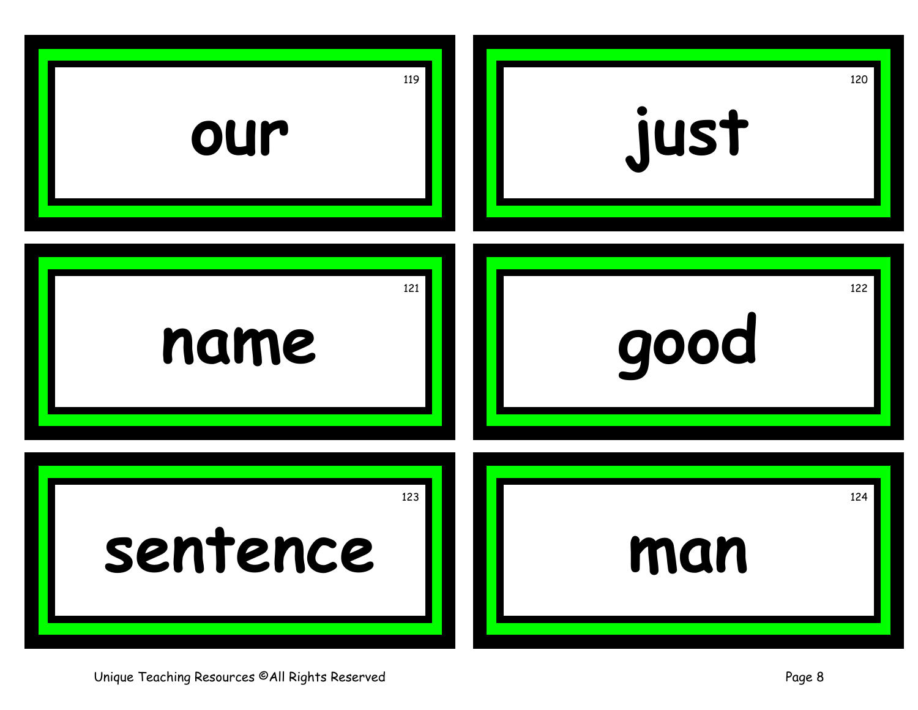119

our

120

just

121

name

122

good

123

sentence

124

man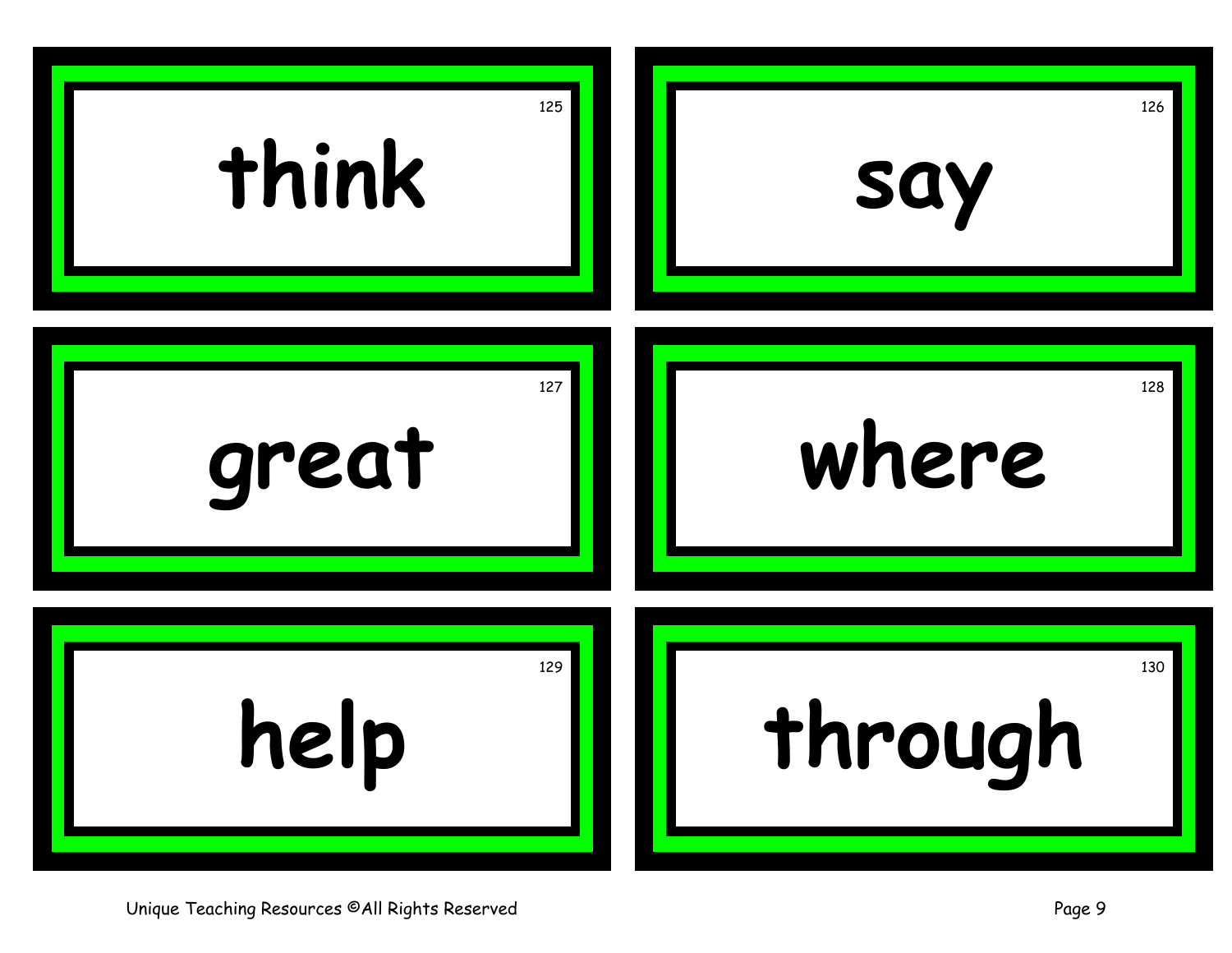125

think

126

say

127

great

128

where

129

help

130

through

Unique Teaching Resources ©All Rights Reserved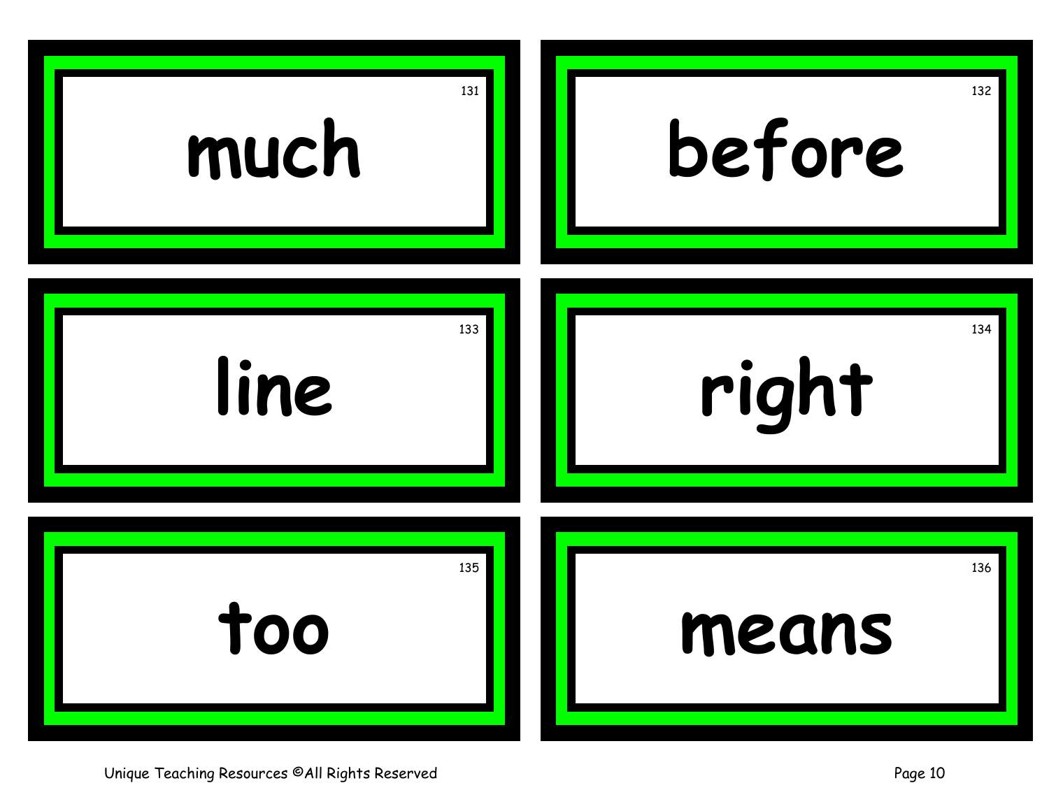131

much

132

before

133

line

134

right

135

too

136

means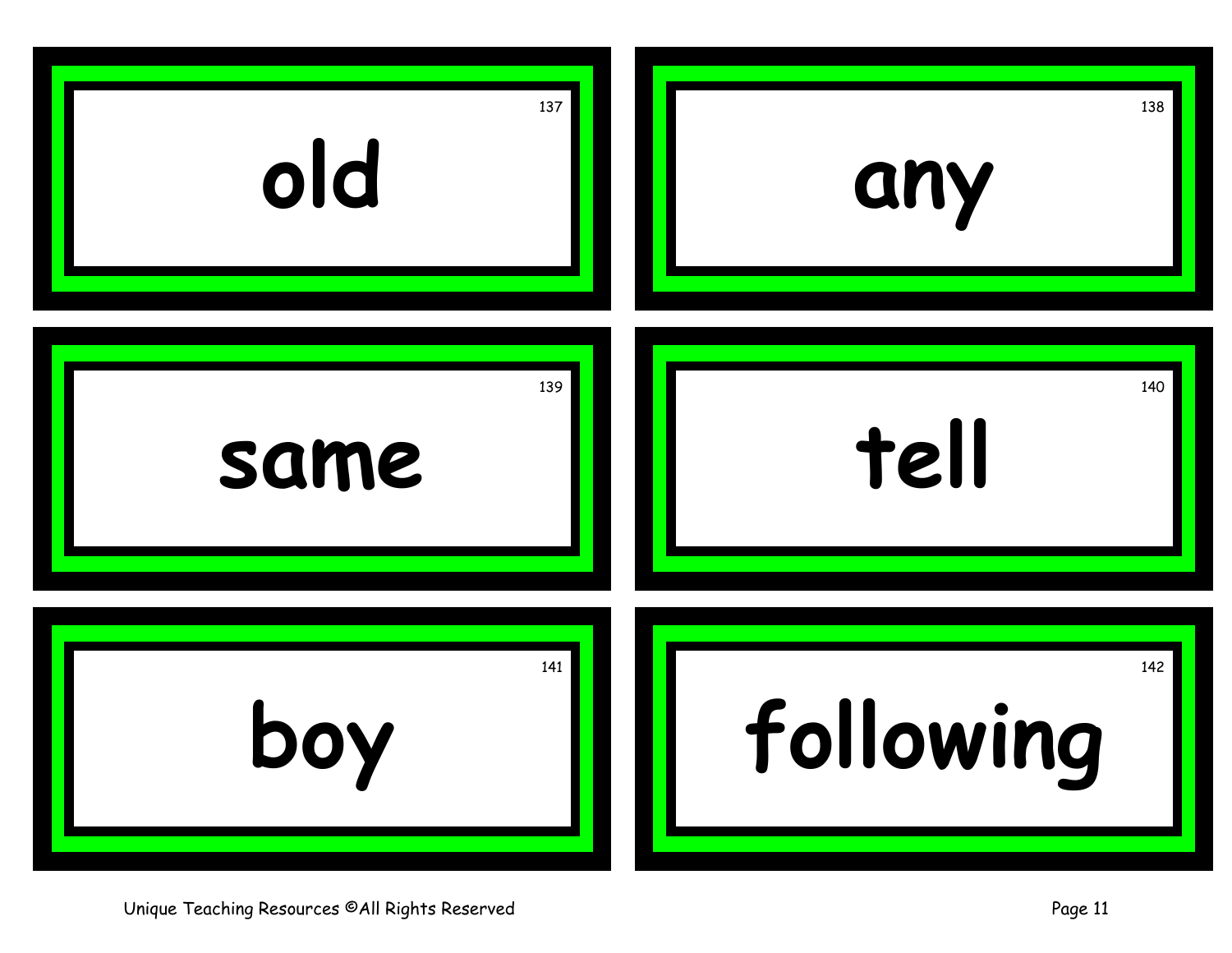137

old

138

any

139

same

140

tell

141

boy

142

following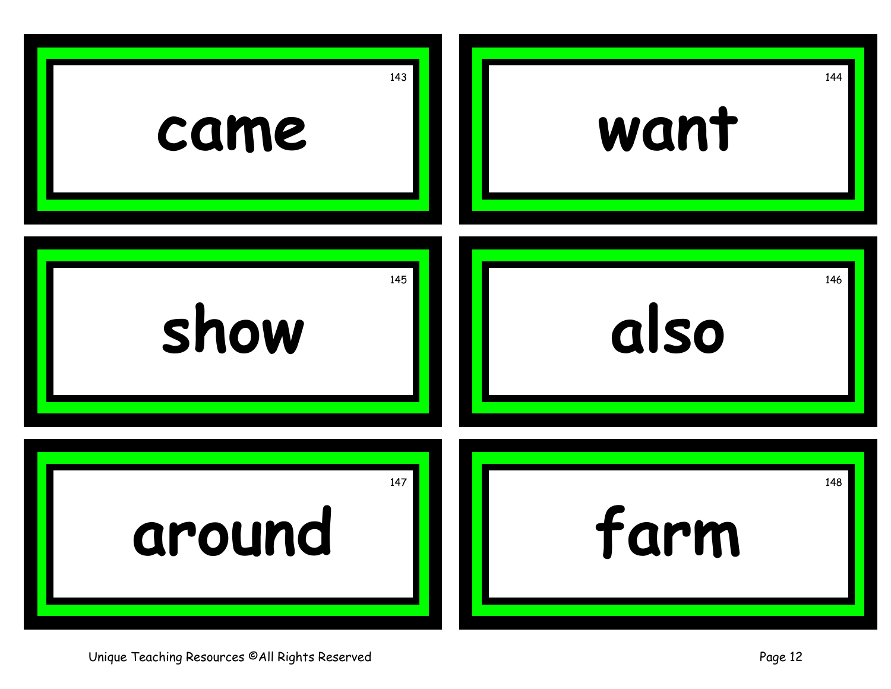143

came

144

want

145

show

146

also

147

around

148

farm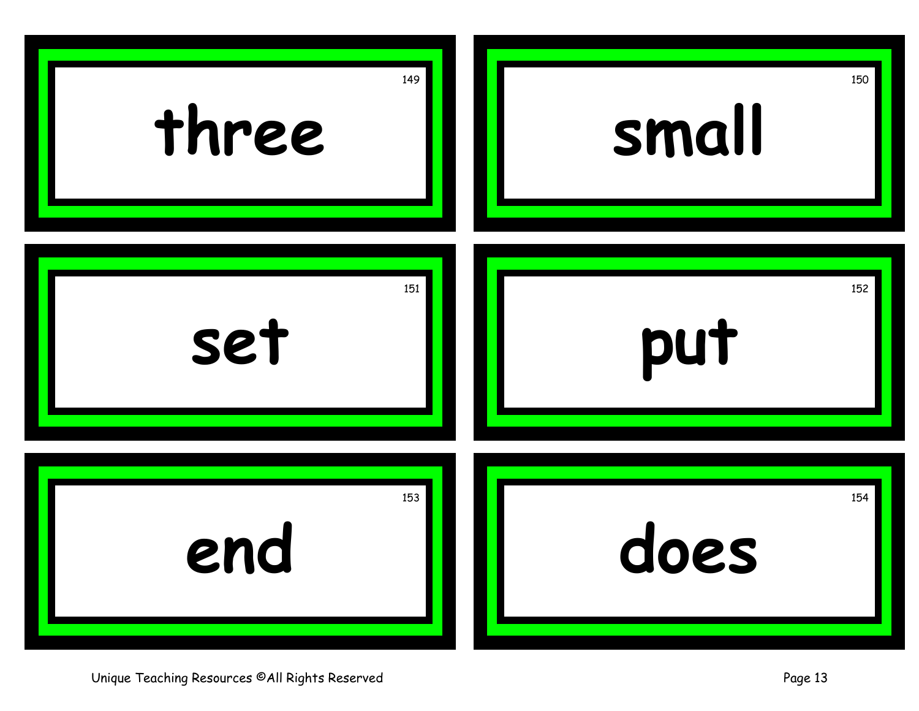149

three

150

small

151

set

152

put

153

end

154

does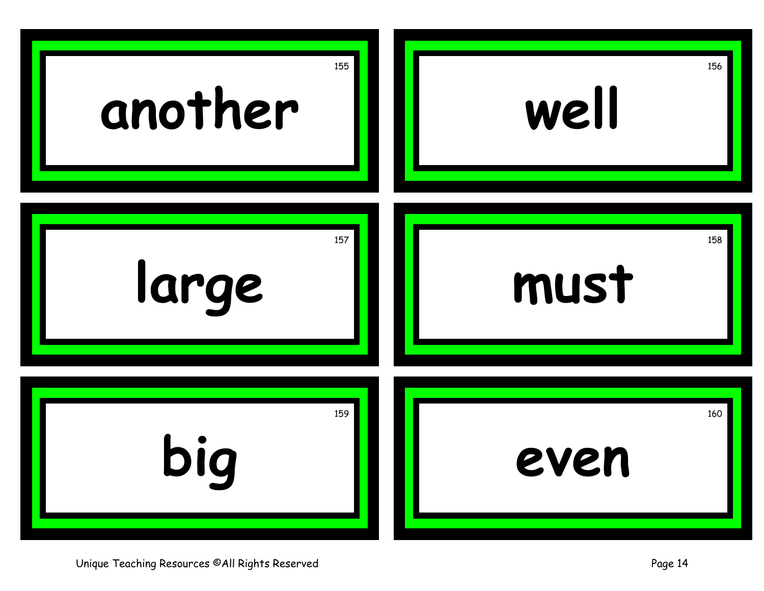155

another

156

well

157

large

158

must

159

big

160

even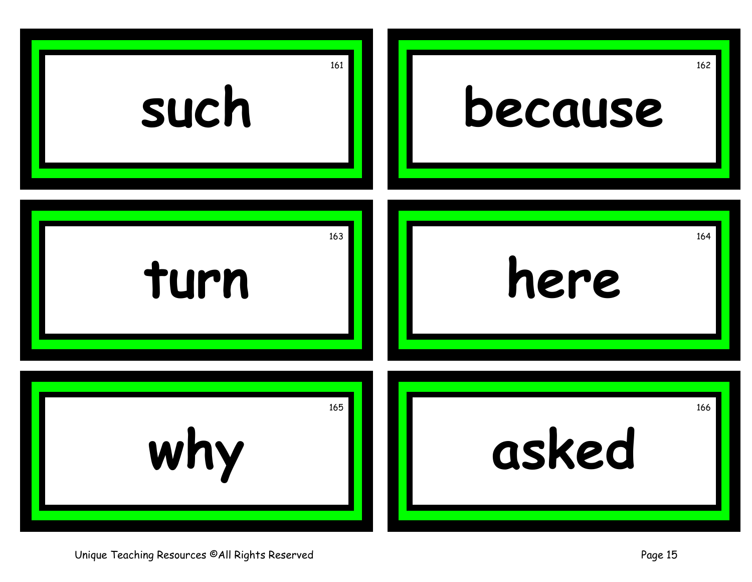161

such

162

because

163

turn

164

here

165

why

166

asked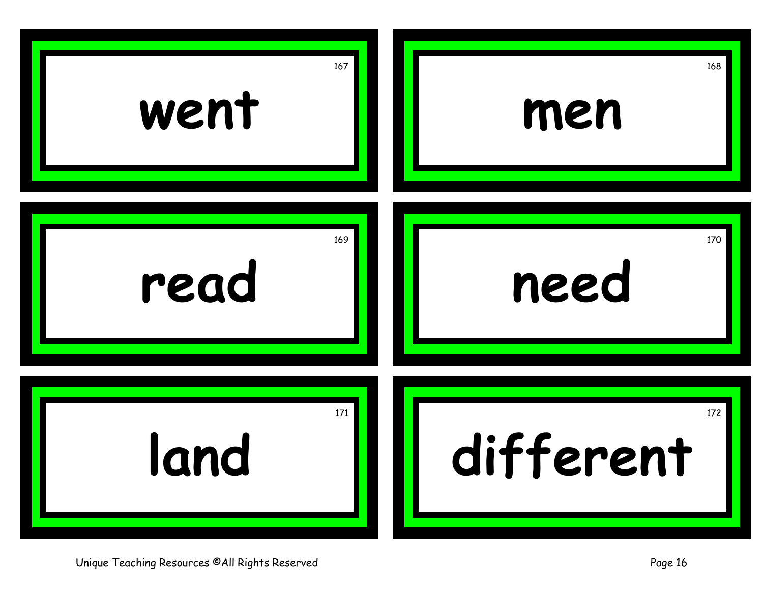167

went

168

men

169

read

170

need

171

land

172

different

Unique Teaching Resources ©All Rights Reserved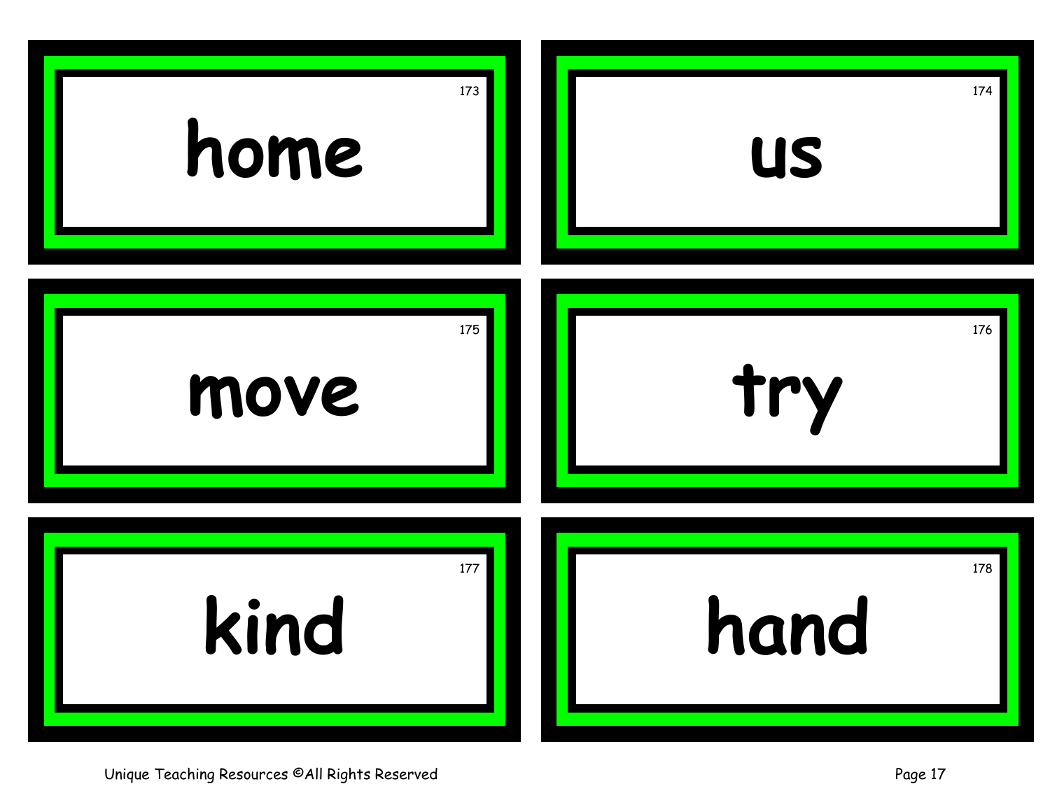173

**home**

174

**us**

175

**move**

176

**try**

177

**kind**

178

**hand**

Unique Teaching Resources ©All Rights Reserved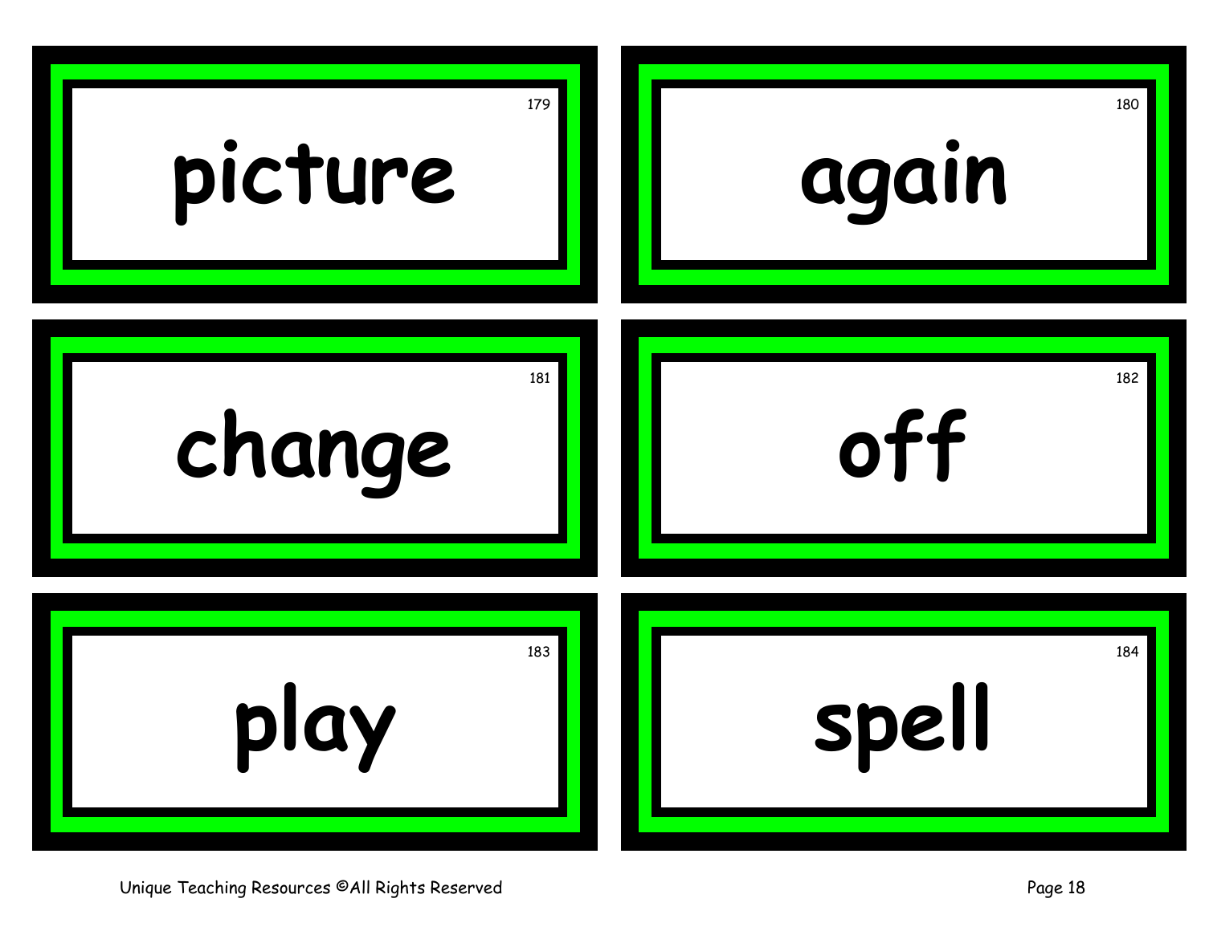179

picture

180

again

181

change

182

off

183

play

184

spell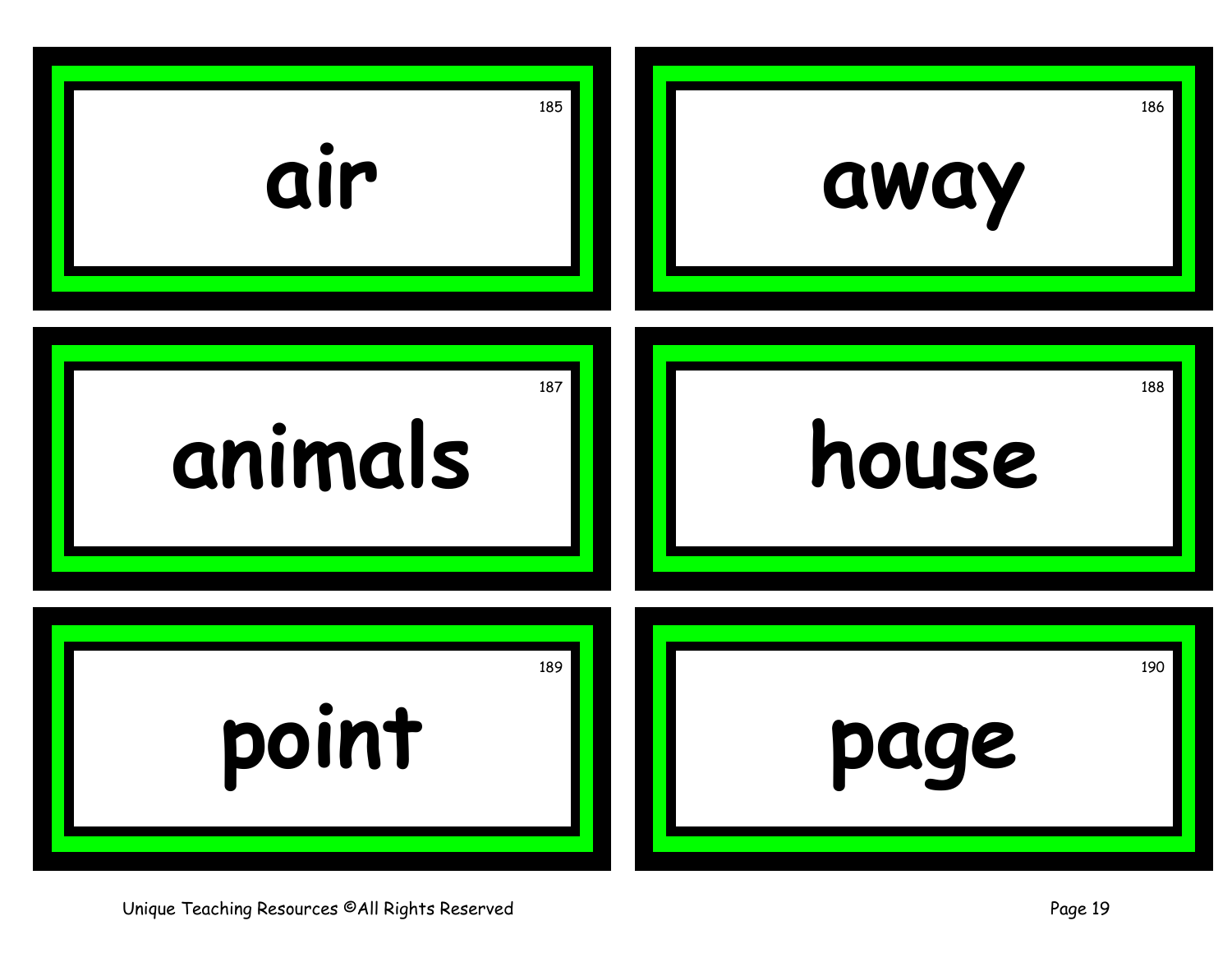185

air

186

away

187

animals

188

house

189

point

190

page

Unique Teaching Resources ©All Rights Reserved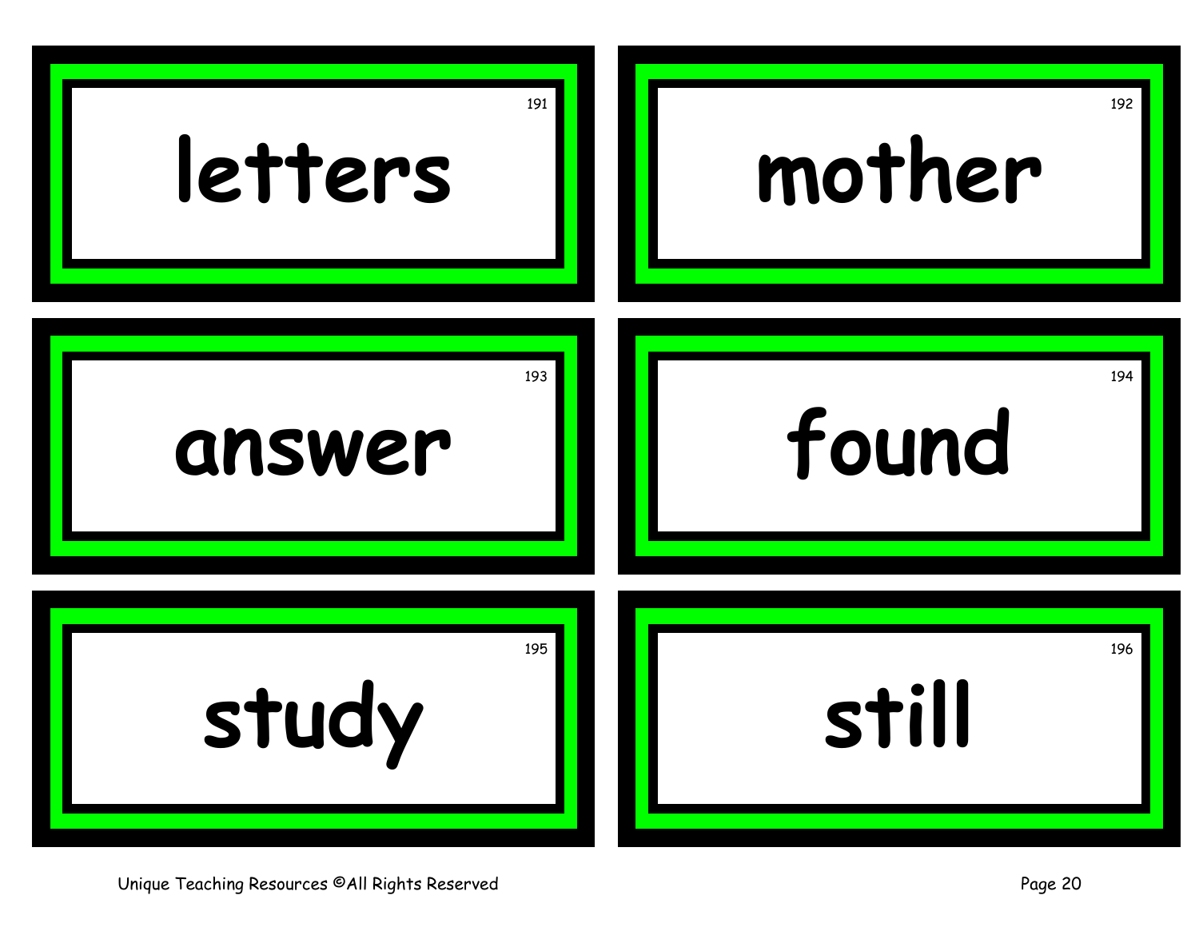191

letters

192

mother

193

answer

194

found

195

study

196

still

Unique Teaching Resources ©All Rights Reserved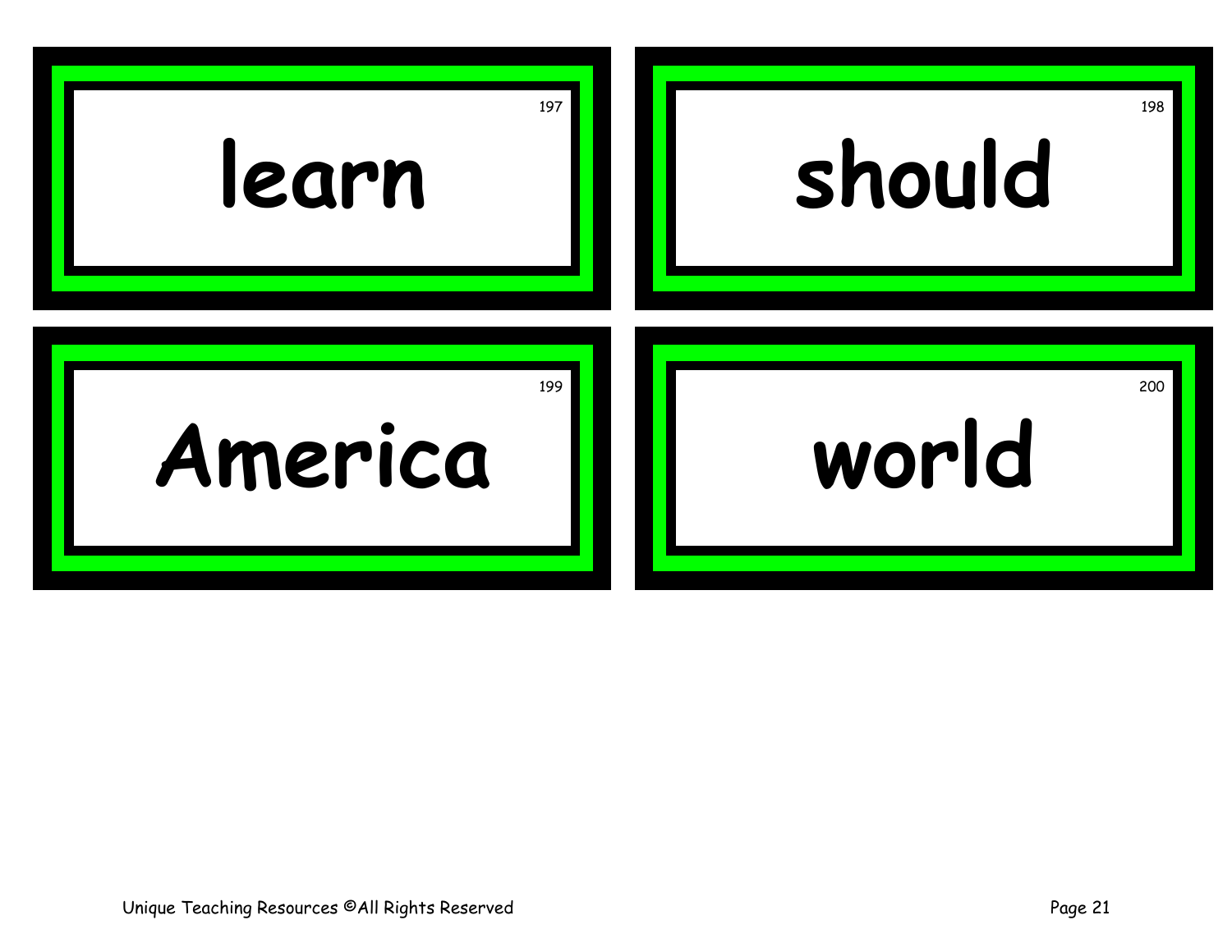197

learn

198

should

199

America

200

world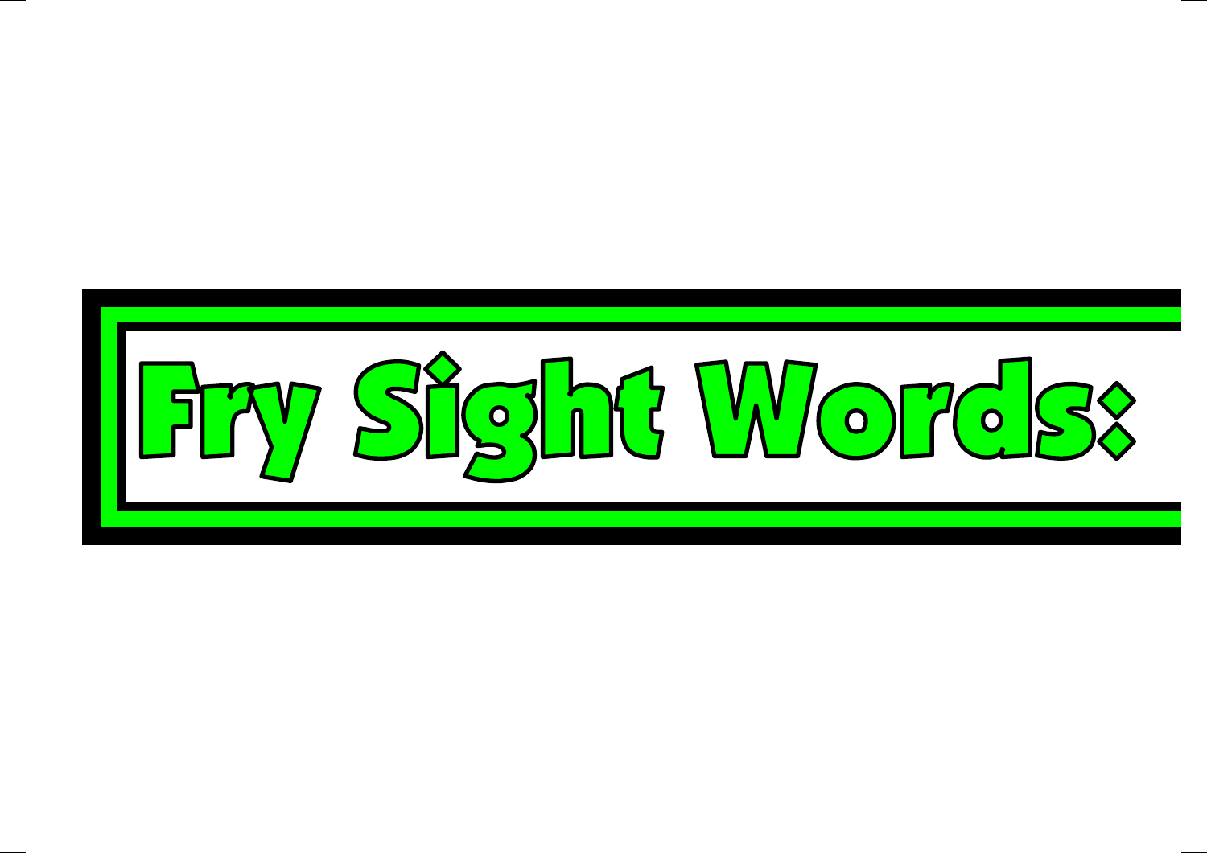# Fry Sight Words: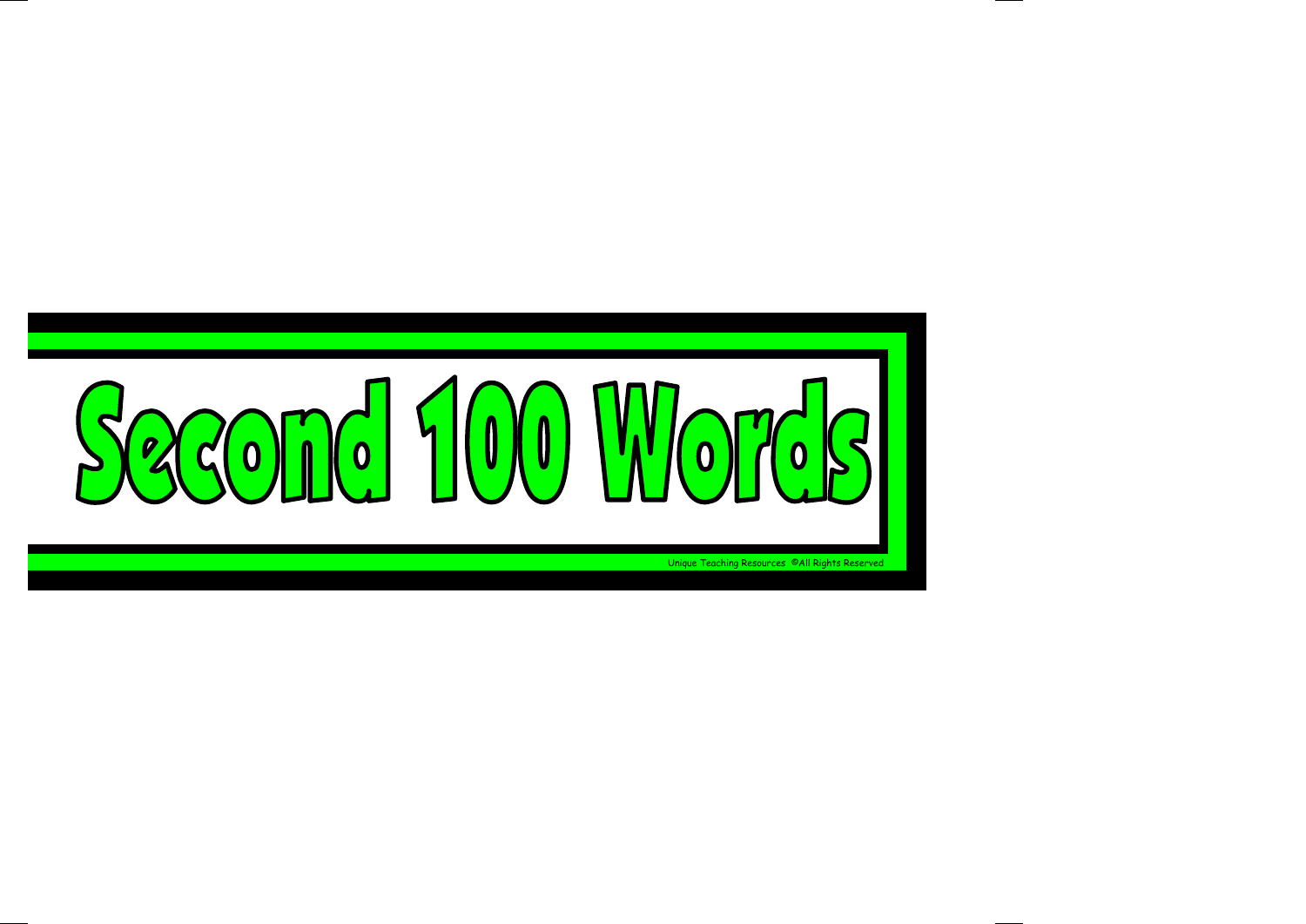# Second 100 Words

Unique Teaching Resources ©All Rights Reserved